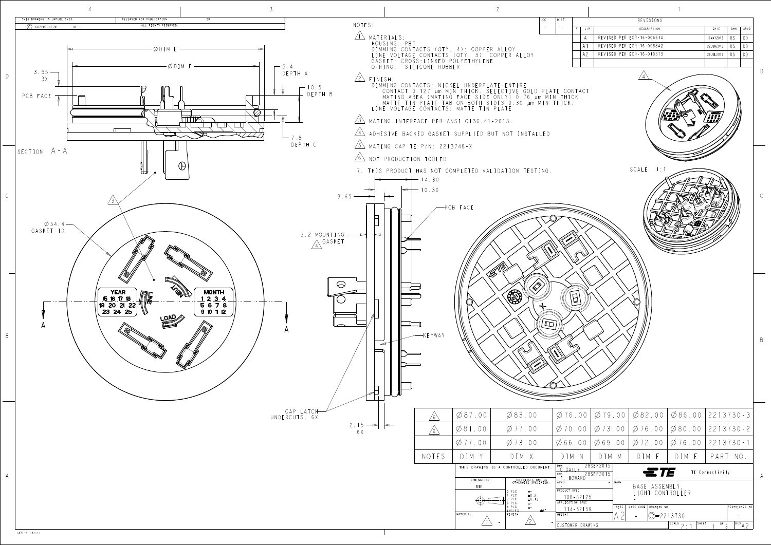THIS DRAWING IS UNPUBLISHED. RELEASED FOR PUBLICATION 20

© COPYRIGHT 20 BY - ALL RIGHTS RESERVED.

## NOTES:

1. MATERIALS:
   - HOUSING: PBT
   - DIMMING CONTACTS (QTY. 4): COPPER ALLOY
   - LINE VOLTAGE CONTACTS (QTY. 3): COPPER ALLOY
   - GASKET: CROSS-LINKED POLYETHYLENE
   - O-RING: SILICONE RUBBER
2. FINISH:
   - DIMMING CONTACTS: NICKEL UNDERPLATE ENTIRE CONTACT 0.127 µm MIN THICK. SELECTIVE GOLD PLATE CONTACT MATING AREA (MATING FACE SIDE ONLY) 0.76 µm MIN THICK. MATTE TIN PLATE TAB ON BOTH SIDES 0.30 µm MIN THICK.
   - LINE VOLTAGE CONTACTS: MATTE TIN PLATE
3. MATING INTERFACE PER ANSI C136.41-2013.
4. ADHESIVE BACKED GASKET SUPPLIED BUT NOT INSTALLED
5. MATING CAP TE P/N: 2213748-X
6. NOT PRODUCTION TOOLED
7. THIS PRODUCT HAS NOT COMPLETED VALIDATION TESTING.

## REVISIONS

| LTR | DESCRIPTION | DATE | DWN | APVD |
|---|---|---|---|---|
| A | REVISED PER ECR-16-005614 | 10MAY2016 | RS | DD |
| A1 | REVISED PER ECR-16-008842 | 22JUN2016 | RS | DD |
| A2 | REVISED PER ECR-16-010573 | 26JUL2016 | RS | DD |

SECTION A-A

ØDIM E, ØDIM F, 3.55 3X, PCB FACE, 5.4 DEPTH A, 10.5 DEPTH B, 7.8 DEPTH C

Ø54.4 GASKET ID

YEAR 15 16 17 18 19 20 21 22 23 24 25 — MONTH 1 2 3 4 5 6 7 8 9 10 11 12 — LINE — NEUT — LOAD

14.30, 10.30, 3.65, 3.2 MOUNTING GASKET, PCB FACE, KEYWAY, CAP LATCH UNDERCUTS, 6X, 2.15 6X

SCALE 1:1

| NOTES | DIM Y | DIM X | DIM N | DIM M | DIM F | DIM E | PART NO. |
|---|---|---|---|---|---|---|---|
| 6 | Ø87.00 | Ø83.00 | Ø76.00 | Ø79.00 | Ø82.00 | Ø86.00 | 2213730-3 |
| 6 | Ø81.00 | Ø77.00 | Ø70.00 | Ø73.00 | Ø76.00 | Ø80.00 | 2213730-2 |
| | Ø77.00 | Ø73.00 | Ø66.00 | Ø69.00 | Ø72.00 | Ø76.00 | 2213730-1 |

THIS DRAWING IS A CONTROLLED DOCUMENT.

| | |
|---|---|
| DIMENSIONS: mm | TOLERANCES UNLESS OTHERWISE SPECIFIED: 0 PLC ±-, 1 PLC ±0.2, 2 PLC ±0.13, 3 PLC ±-, 4 PLC ±-, ANGLES ±2° |
| MATERIAL: 1 - | FINISH: 2 - |
| DWN: C. DAILY 28SEP2015 | CHK: F. HOWARD 28SEP2015 |
| APVD: - | PRODUCT SPEC: 108-32125 |
| APPLICATION SPEC: 114-32159 | WEIGHT: - |
| CUSTOMER DRAWING | |

TE Connectivity

NAME: BASE ASSEMBLY, LIGHT CONTROLLER

| SIZE | CAGE CODE | DRAWING NO | RESTRICTED TO |
|---|---|---|---|
| A2 | - | C-2213730 | - |

SCALE 2:1 SHEET 1 OF 3 REV A2

1471-9 (3/11)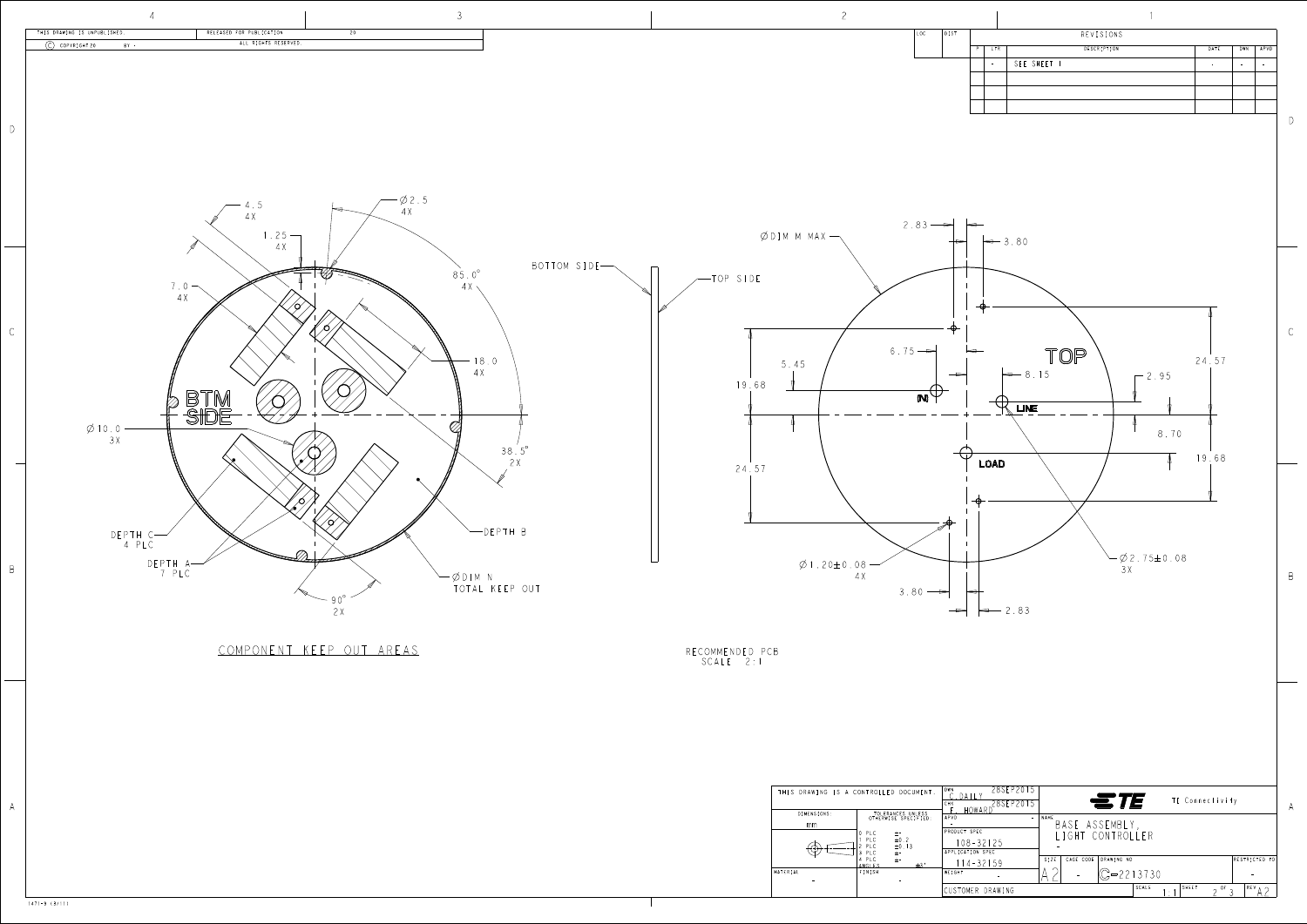THIS DRAWING IS UNPUBLISHED. RELEASED FOR PUBLICATION 20

© COPYRIGHT 20 BY - ALL RIGHTS RESERVED.

| LOC | DIST |
|---|---|

REVISIONS

| P | LTR | DESCRIPTION | DATE | DWN | APVD |
|---|---|---|---|---|---|
| | - | SEE SHEET 1 | - | - | - |

## COMPONENT KEEP OUT AREAS

4.5 4X
1.25 4X
Ø2.5 4X
7.0 4X
85.0° 4X
18.0 4X
BTM SIDE
Ø10.0 3X
38.5° 2X
DEPTH C 4 PLC
DEPTH B
DEPTH A 7 PLC
ØDIM N TOTAL KEEP OUT
90° 2X

BOTTOM SIDE
TOP SIDE

## RECOMMENDED PCB SCALE 2:1

ØDIM M MAX
2.83
3.80
6.75
8.15
5.45
19.68
TOP
(N)
LINE
LOAD
2.95
24.57
8.70
19.68
24.57
Ø1.20±0.08 4X
3.80
2.83
Ø2.75±0.08 3X

| THIS DRAWING IS A CONTROLLED DOCUMENT. | | DWN C.DAILY 28SEP2015 | | |
|---|---|---|---|---|
| DIMENSIONS: mm | TOLERANCES UNLESS OTHERWISE SPECIFIED: 0 PLC ±- 1 PLC ±0.2 2 PLC ±0.13 3 PLC ±- 4 PLC ±- ANGLES ±2° | CHK F. HOWARD 28SEP2015 | TE Connectivity | |
| | | APVD - | NAME BASE ASSEMBLY, LIGHT CONTROLLER - | |
| | | PRODUCT SPEC 108-32125 | | |
| | | APPLICATION SPEC 114-32159 | SIZE A2 CAGE CODE - DRAWING NO C-2213730 | RESTRICTED TO - |
| MATERIAL - | FINISH - | WEIGHT - | SCALE 1:1 SHEET 2 OF 3 | REV A2 |
| | | CUSTOMER DRAWING | | |

1471-9 (3/11)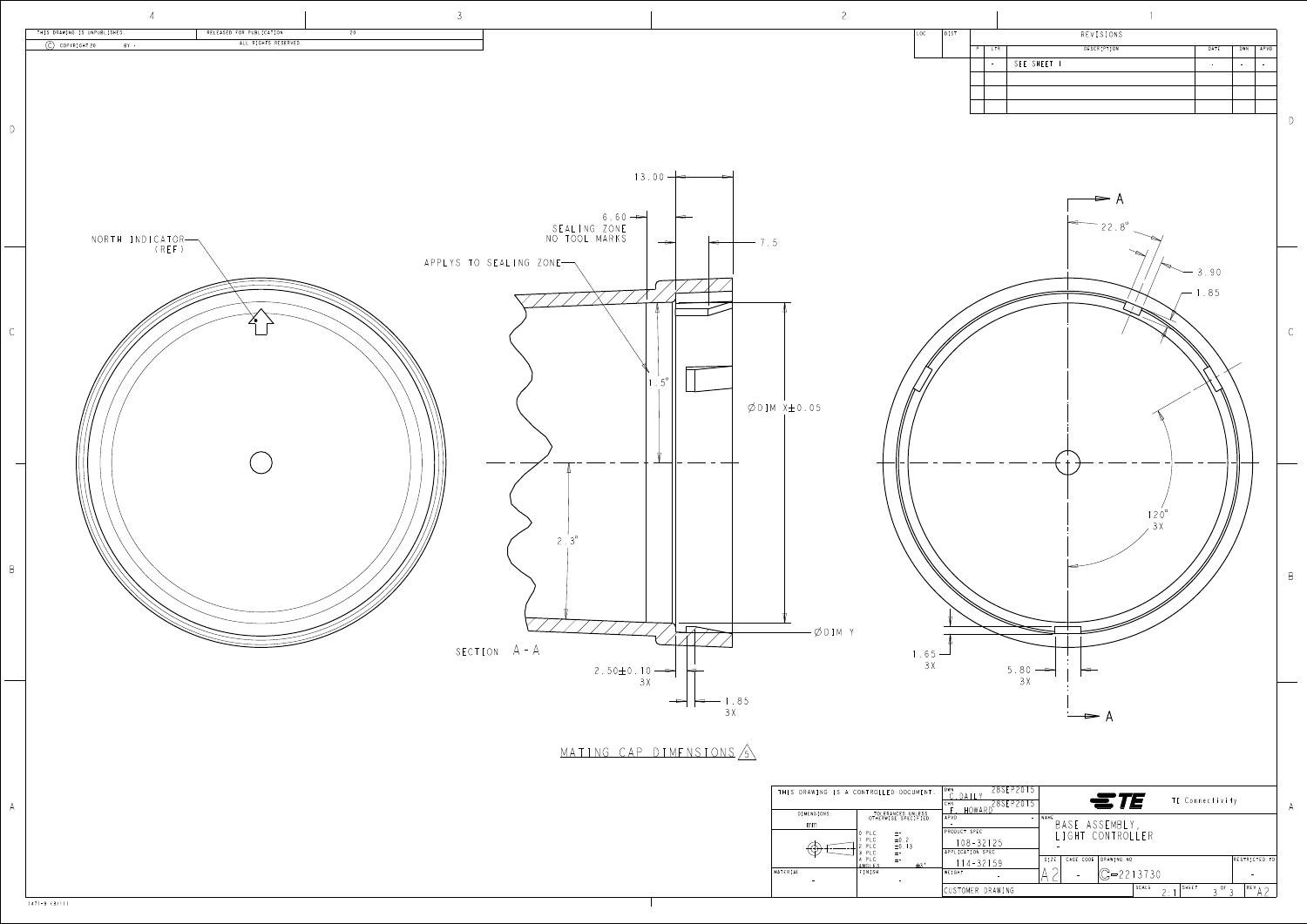THIS DRAWING IS UNPUBLISHED. RELEASED FOR PUBLICATION 20

© COPYRIGHT 20 BY - ALL RIGHTS RESERVED.

| LOC | DIST | | | |
|---|---|---|---|---|

REVISIONS

| P | LTR | DESCRIPTION | DATE | DWN | APVD |
|---|---|---|---|---|---|
| | - | SEE SHEET 1 | - | - | - |

NORTH INDICATOR (REF)

13.00

6.60

SEALING ZONE NO TOOL MARKS

7.5

APPLYS TO SEALING ZONE

1.5°

ØDIM X±0.05

2.3°

ØDIM Y

SECTION A-A

2.50±0.10 3X

1.85 3X

A

22.8°

3.90

1.85

120° 3X

1.65 3X

5.80 3X

A

MATING CAP DIMENSIONS 5

| | |
|---|---|
| THIS DRAWING IS A CONTROLLED DOCUMENT. | |
| DIMENSIONS: mm | TOLERANCES UNLESS OTHERWISE SPECIFIED: 0 PLC ±- 1 PLC ±0.2 2 PLC ±0.13 3 PLC ±- 4 PLC ±- ANGLES ±2° |
| MATERIAL - | FINISH - |

DWN C.DAILY 28SEP2015

CHK F. HOWARD 28SEP2015

APVD -

PRODUCT SPEC 108-32125

APPLICATION SPEC 114-32159

WEIGHT -

TE Connectivity

NAME BASE ASSEMBLY, LIGHT CONTROLLER -

| SIZE | CAGE CODE | DRAWING NO | RESTRICTED TO |
|---|---|---|---|
| A2 | - | C-2213730 | - |

CUSTOMER DRAWING

SCALE 2:1 SHEET 3 OF 3 REV A2

1471-9 (3/11)